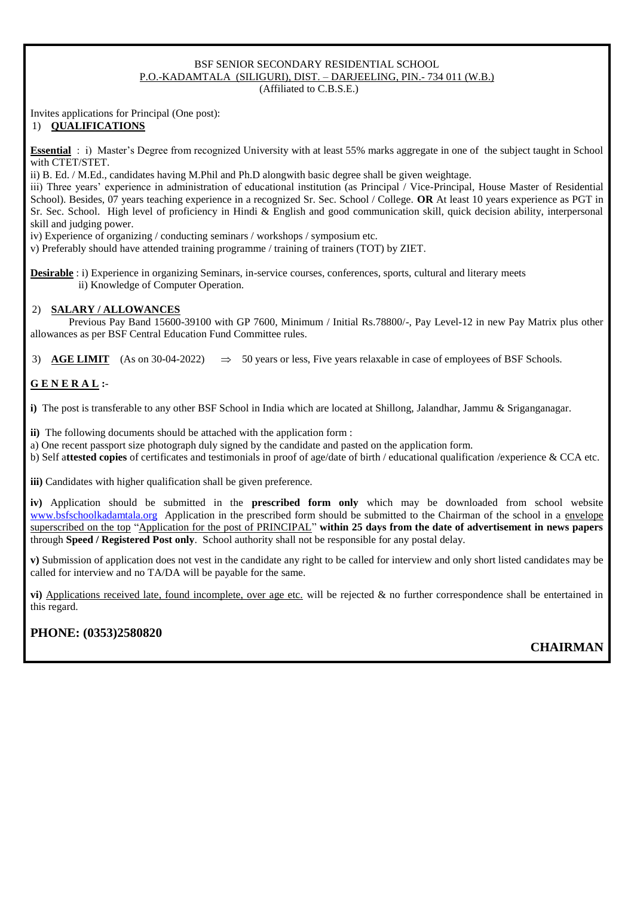BSF SENIOR SECONDARY RESIDENTIAL SCHOOL

P.O.-KADAMTALA (SILIGURI), DIST. – DARJEELING, PIN.- 734 011 (W.B.)

(Affiliated to C.B.S.E.)

Invites applications for Principal (One post):

1) **QUALIFICATIONS**

**Essential** : i) Master's Degree from recognized University with at least 55% marks aggregate in one of the subject taught in School with CTET/STET.

ii) B. Ed. / M.Ed., candidates having M.Phil and Ph.D alongwith basic degree shall be given weightage.

iii) Three years' experience in administration of educational institution (as Principal / Vice-Principal, House Master of Residential School). Besides, 07 years teaching experience in a recognized Sr. Sec. School / College. **OR** At least 10 years experience as PGT in Sr. Sec. School. High level of proficiency in Hindi & English and good communication skill, quick decision ability, interpersonal skill and judging power.

iv) Experience of organizing / conducting seminars / workshops / symposium etc.

v) Preferably should have attended training programme / training of trainers (TOT) by ZIET.

**Desirable** : i) Experience in organizing Seminars, in-service courses, conferences, sports, cultural and literary meets

ii) Knowledge of Computer Operation.

2) **SALARY / ALLOWANCES**

Previous Pay Band 15600-39100 with GP 7600, Minimum / Initial Rs.78800/-, Pay Level-12 in new Pay Matrix plus other allowances as per BSF Central Education Fund Committee rules.

3) **AGE LIMIT** (As on 30-04-2022) ⇒ 50 years or less, Five years relaxable in case of employees of BSF Schools.

**G E N E R A L :-**

**i)** The post is transferable to any other BSF School in India which are located at Shillong, Jalandhar, Jammu & Sriganganagar.

**ii)** The following documents should be attached with the application form :

a) One recent passport size photograph duly signed by the candidate and pasted on the application form.

b) Self a**ttested copies** of certificates and testimonials in proof of age/date of birth / educational qualification /experience & CCA etc.

**iii)** Candidates with higher qualification shall be given preference.

**iv)** Application should be submitted in the **prescribed form only** which may be downloaded from school website www.bsfschoolkadamtala.org Application in the prescribed form should be submitted to the Chairman of the school in a envelope superscribed on the top "Application for the post of PRINCIPAL" **within 25 days from the date of advertisement in news papers** through **Speed / Registered Post only**. School authority shall not be responsible for any postal delay.

**v)** Submission of application does not vest in the candidate any right to be called for interview and only short listed candidates may be called for interview and no TA/DA will be payable for the same.

**vi)** Applications received late, found incomplete, over age etc. will be rejected & no further correspondence shall be entertained in this regard.

**PHONE: (0353)2580820**

**CHAIRMAN**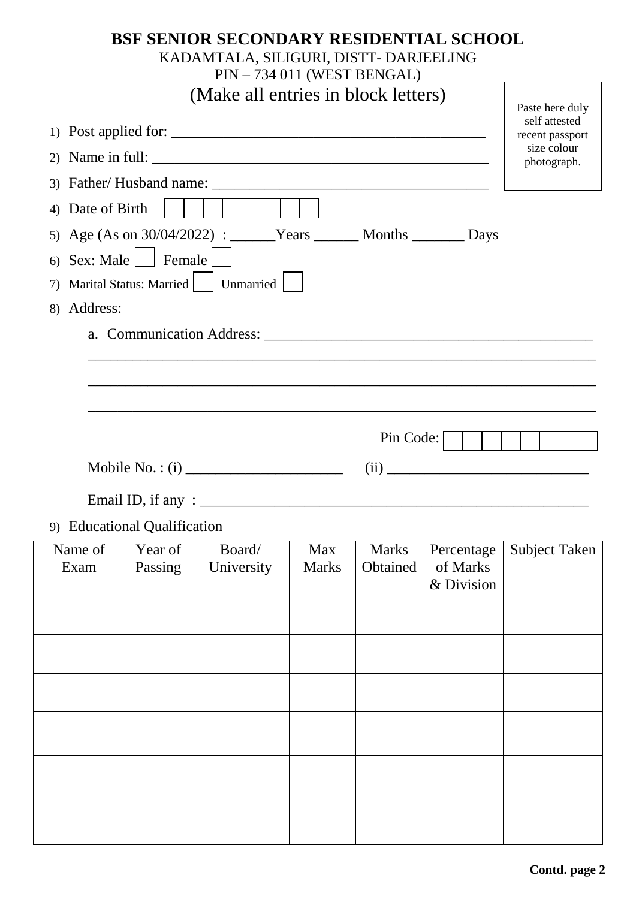# BSF SENIOR SECONDARY RESIDENTIAL SCHOOL

KADAMTALA, SILIGURI, DISTT- DARJEELING

PIN – 734 011 (WEST BENGAL)

(Make all entries in block letters)

Paste here duly self attested recent passport size colour photograph.

1) Post applied for: ________________________________________

2) Name in full: ____________________________________________

3) Father/ Husband name: ____________________________________

4) Date of Birth [ ][ ][ ][ ][ ][ ][ ][ ]

5) Age (As on 30/04/2022) : ______Years ______ Months _______ Days

6) Sex: Male [ ] Female [ ]

7) Marital Status: Married [ ] Unmarried [ ]

8) Address:

   a. Communication Address: ____________________________________________

   ______________________________________________________________________

   ______________________________________________________________________

   ______________________________________________________________________

   Pin Code: [ ][ ][ ][ ][ ][ ][ ][ ]

   Mobile No. : (i) _____________________ (ii) ___________________________

   Email ID, if any : ____________________________________________________

9) Educational Qualification

| Name of Exam | Year of Passing | Board/ University | Max Marks | Marks Obtained | Percentage of Marks & Division | Subject Taken |
|---|---|---|---|---|---|---|
| | | | | | | |
| | | | | | | |
| | | | | | | |
| | | | | | | |
| | | | | | | |
| | | | | | | |

**Contd. page 2**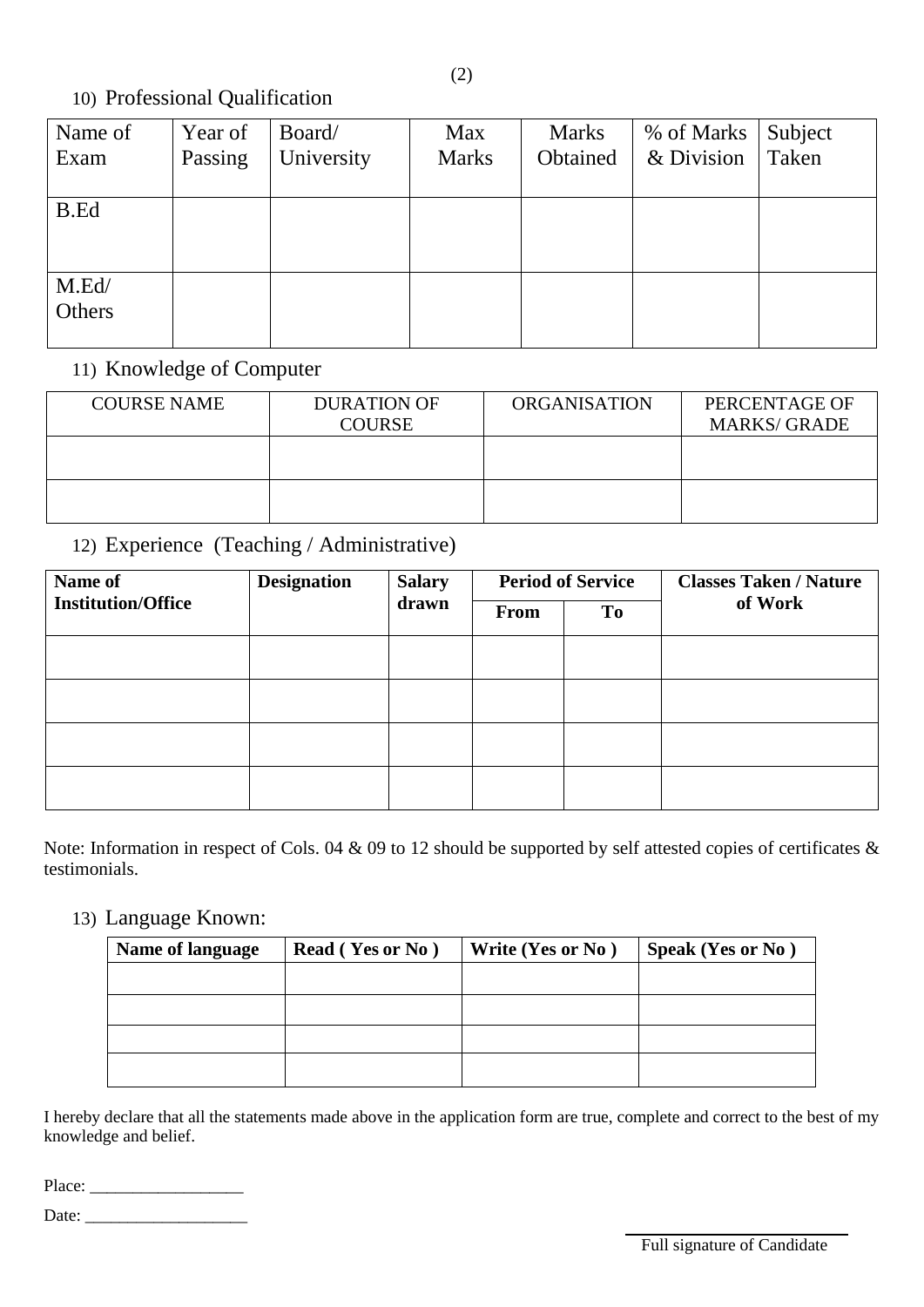10) Professional Qualification

| Name of Exam | Year of Passing | Board/ University | Max Marks | Marks Obtained | % of Marks & Division | Subject Taken |
|---|---|---|---|---|---|---|
| B.Ed | | | | | | |
| M.Ed/ Others | | | | | | |

11) Knowledge of Computer

| COURSE NAME | DURATION OF COURSE | ORGANISATION | PERCENTAGE OF MARKS/ GRADE |
|---|---|---|---|
| | | | |
| | | | |

12) Experience (Teaching / Administrative)

| **Name of Institution/Office** | **Designation** | **Salary drawn** | **Period of Service** | | **Classes Taken / Nature of Work** |
|---|---|---|---|---|---|
| | | | **From** | **To** | |
| | | | | | |
| | | | | | |
| | | | | | |
| | | | | | |

Note: Information in respect of Cols. 04 & 09 to 12 should be supported by self attested copies of certificates & testimonials.

13) Language Known:

| **Name of language** | **Read ( Yes or No )** | **Write (Yes or No )** | **Speak (Yes or No )** |
|---|---|---|---|
| | | | |
| | | | |
| | | | |
| | | | |

I hereby declare that all the statements made above in the application form are true, complete and correct to the best of my knowledge and belief.

Place: ___________________

Date: ____________________

Full signature of Candidate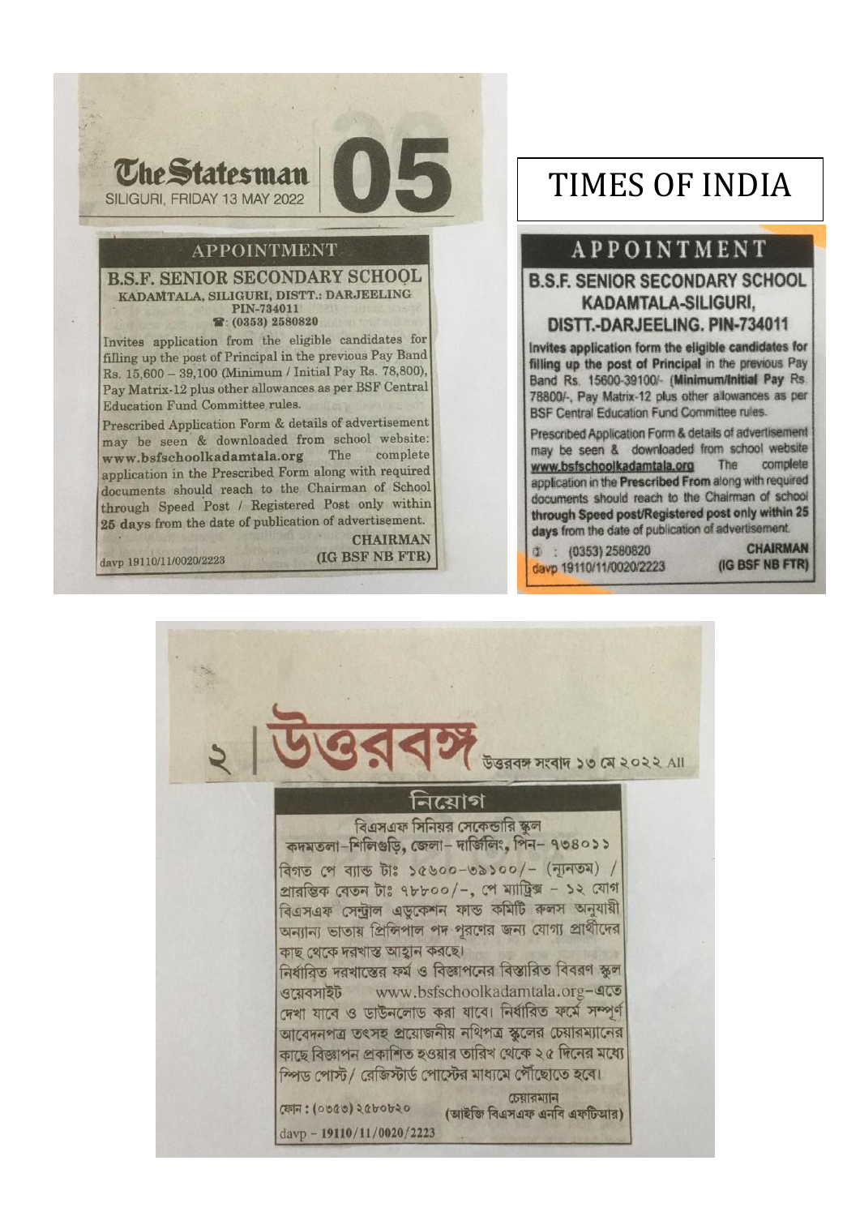**The Statesman** | SILIGURI, FRIDAY 13 MAY 2022 | 05

## APPOINTMENT

### B.S.F. SENIOR SECONDARY SCHOOL

KADAMTALA, SILIGURI, DISTT.: DARJEELING
PIN-734011
☎: (0353) 2580820

Invites application from the eligible candidates for filling up the post of Principal in the previous Pay Band Rs. 15,600 – 39,100 (Minimum / Initial Pay Rs. 78,800), Pay Matrix-12 plus other allowances as per BSF Central Education Fund Committee rules.

Prescribed Application Form & details of advertisement may be seen & downloaded from school website: **www.bsfschoolkadamtala.org** The complete application in the Prescribed Form along with required documents should reach to the Chairman of School through Speed Post / Registered Post only within **25 days** from the date of publication of advertisement.

**CHAIRMAN**
**(IG BSF NB FTR)**

davp 19110/11/0020/2223

---

# TIMES OF INDIA

## APPOINTMENT

### B.S.F. SENIOR SECONDARY SCHOOL KADAMTALA-SILIGURI, DISTT.-DARJEELING. PIN-734011

Invites application form the eligible candidates for filling up the post of **Principal** in the previous Pay Band Rs. 15600-39100/- (**Minimum/Initial Pay** Rs. 78800/-, Pay Matrix-12 plus other allowances as per BSF Central Education Fund Committee rules.

Prescribed Application Form & details of advertisement may be seen & downloaded from school website **www.bsfschoolkadamtala.org** The complete application in the **Prescribed From** along with required documents should reach to the Chairman of school **through Speed post/Registered post only within 25 days** from the date of publication of advertisement.

☎ : (0353) 2580820

**CHAIRMAN**
**(IG BSF NB FTR)**

davp 19110/11/0020/2223

---

২ | **উত্তরবঙ্গ** উত্তরবঙ্গ সংবাদ ১৩ মে ২০২২ All

## নিয়োগ

বিএসএফ সিনিয়র সেকেন্ডারি স্কুল
কদমতলা–শিলিগুড়ি, জেলা– দার্জিলিং, পিন– ৭৩৪০১১

বিগত পে ব্যান্ড টাঃ ১৫৬০০–৩৯১০০/– (ন্যূনতম) / প্রারম্ভিক বেতন টাঃ ৭৮৮০০/–, পে ম্যাট্রিক্স – ১২ যোগ বিএসএফ সেন্ট্রাল এডুকেশন ফান্ড কমিটি রুলস অনুযায়ী অন্যান্য ভাতায় প্রিন্সিপাল পদ পূরণের জন্য যোগ্য প্রার্থীদের কাছ থেকে দরখাস্ত আহ্বান করছে।

নির্ধারিত দরখাস্তের ফর্ম ও বিজ্ঞাপনের বিস্তারিত বিবরণ স্কুল ওয়েবসাইট www.bsfschoolkadamtala.org–এতে দেখা যাবে ও ডাউনলোড করা যাবে। নির্ধারিত ফর্মে সম্পূর্ণ আবেদনপত্র তৎসহ প্রয়োজনীয় নথিপত্র স্কুলের চেয়ারম্যানের কাছে বিজ্ঞাপন প্রকাশিত হওয়ার তারিখ থেকে ২৫ দিনের মধ্যে স্পিড পোস্ট / রেজিস্টার্ড পোস্টের মাধ্যমে পৌঁছোতে হবে।

ফোন : (০৩৫৩) ২৫৮০৮২০

চেয়ারম্যান
**(আইজি বিএসএফ এনবি এফটিআর)**

davp – **19110/11/0020/2223**